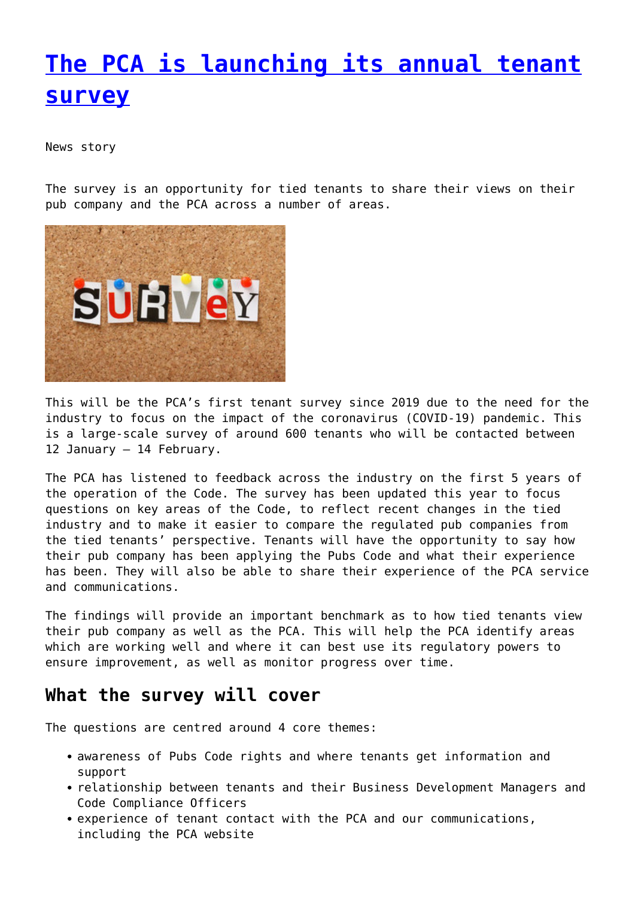# [The PCA is launching its annual tenant survey]()

News story

The survey is an opportunity for tied tenants to share their views on their pub company and the PCA across a number of areas.

This will be the PCA's first tenant survey since 2019 due to the need for the industry to focus on the impact of the coronavirus (COVID-19) pandemic. This is a large-scale survey of around 600 tenants who will be contacted between 12 January – 14 February.

The PCA has listened to feedback across the industry on the first 5 years of the operation of the Code. The survey has been updated this year to focus questions on key areas of the Code, to reflect recent changes in the tied industry and to make it easier to compare the regulated pub companies from the tied tenants' perspective. Tenants will have the opportunity to say how their pub company has been applying the Pubs Code and what their experience has been. They will also be able to share their experience of the PCA service and communications.

The findings will provide an important benchmark as to how tied tenants view their pub company as well as the PCA. This will help the PCA identify areas which are working well and where it can best use its regulatory powers to ensure improvement, as well as monitor progress over time.

## What the survey will cover

The questions are centred around 4 core themes:

- awareness of Pubs Code rights and where tenants get information and support
- relationship between tenants and their Business Development Managers and Code Compliance Officers
- experience of tenant contact with the PCA and our communications, including the PCA website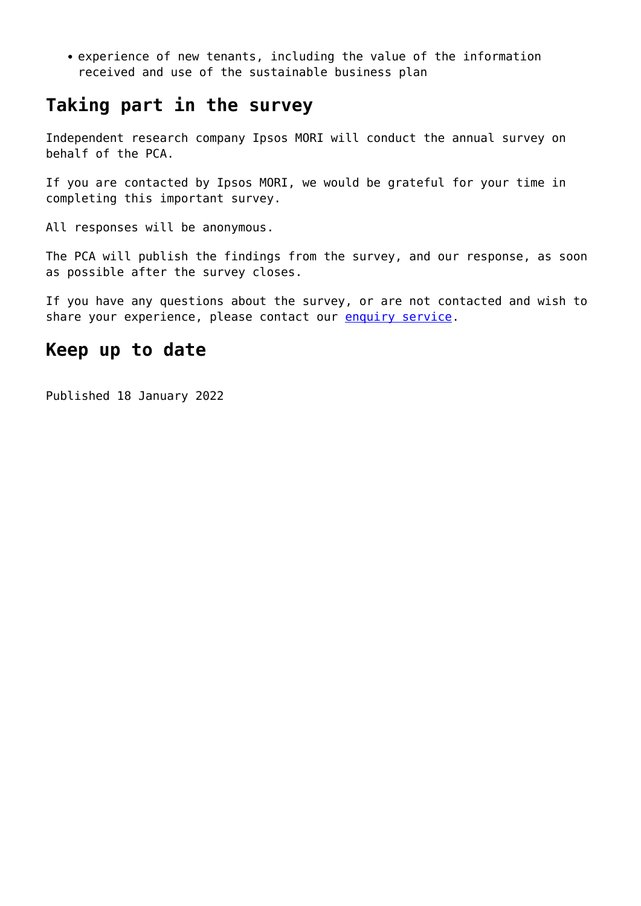- experience of new tenants, including the value of the information received and use of the sustainable business plan

## Taking part in the survey

Independent research company Ipsos MORI will conduct the annual survey on behalf of the PCA.

If you are contacted by Ipsos MORI, we would be grateful for your time in completing this important survey.

All responses will be anonymous.

The PCA will publish the findings from the survey, and our response, as soon as possible after the survey closes.

If you have any questions about the survey, or are not contacted and wish to share your experience, please contact our enquiry service.

## Keep up to date

Published 18 January 2022